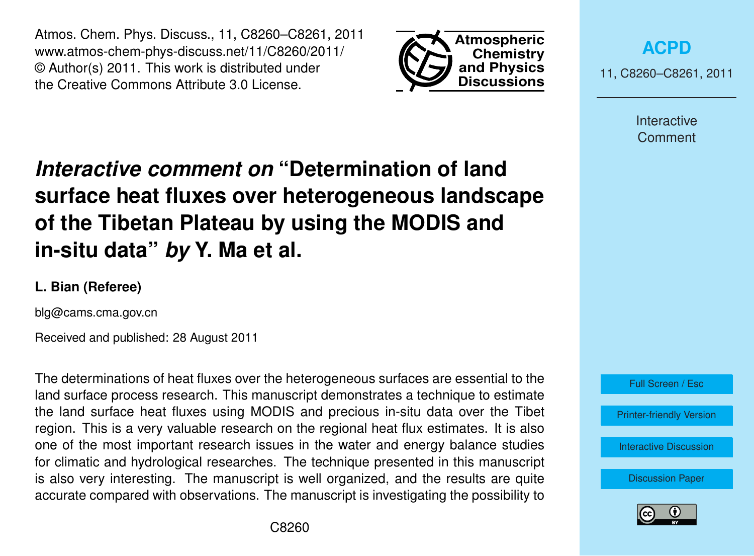# *Interactive comment on* "Determination of land surface heat fluxes over heterogeneous landscape of the Tibetan Plateau by using the MODIS and in-situ data" *by* Y. Ma et al.

**L. Bian (Referee)**

blg@cams.cma.gov.cn

Received and published: 28 August 2011

The determinations of heat fluxes over the heterogeneous surfaces are essential to the land surface process research. This manuscript demonstrates a technique to estimate the land surface heat fluxes using MODIS and precious in-situ data over the Tibet region. This is a very valuable research on the regional heat flux estimates. It is also one of the most important research issues in the water and energy balance studies for climatic and hydrological researches. The technique presented in this manuscript is also very interesting. The manuscript is well organized, and the results are quite accurate compared with observations. The manuscript is investigating the possibility to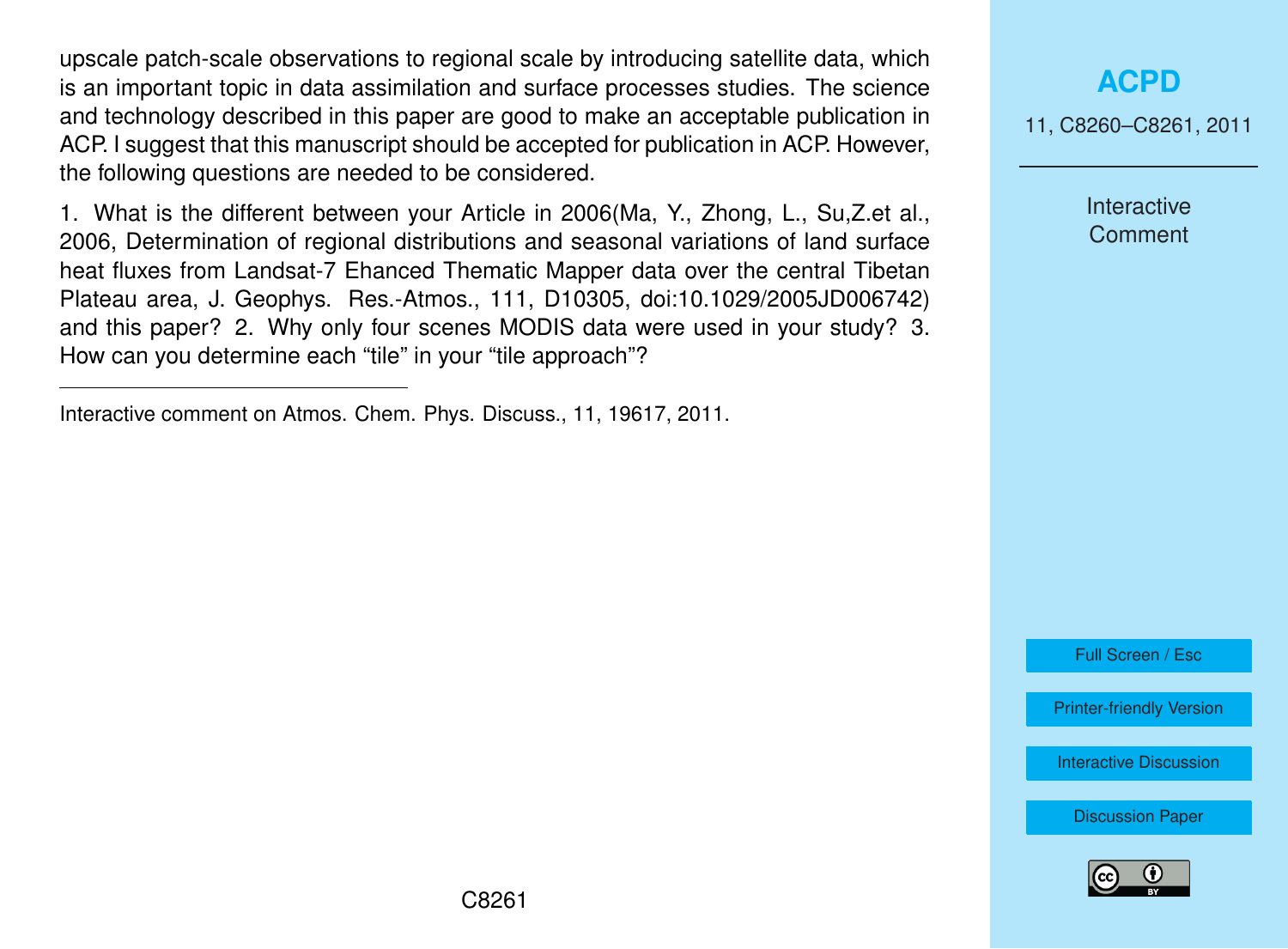upscale patch-scale observations to regional scale by introducing satellite data, which is an important topic in data assimilation and surface processes studies. The science and technology described in this paper are good to make an acceptable publication in ACP. I suggest that this manuscript should be accepted for publication in ACP. However, the following questions are needed to be considered.

1. What is the different between your Article in 2006(Ma, Y., Zhong, L., Su,Z.et al., 2006, Determination of regional distributions and seasonal variations of land surface heat fluxes from Landsat-7 Ehanced Thematic Mapper data over the central Tibetan Plateau area, J. Geophys. Res.-Atmos., 111, D10305, doi:10.1029/2005JD006742) and this paper? 2. Why only four scenes MODIS data were used in your study? 3. How can you determine each "tile" in your "tile approach"?

---

Interactive comment on Atmos. Chem. Phys. Discuss., 11, 19617, 2011.